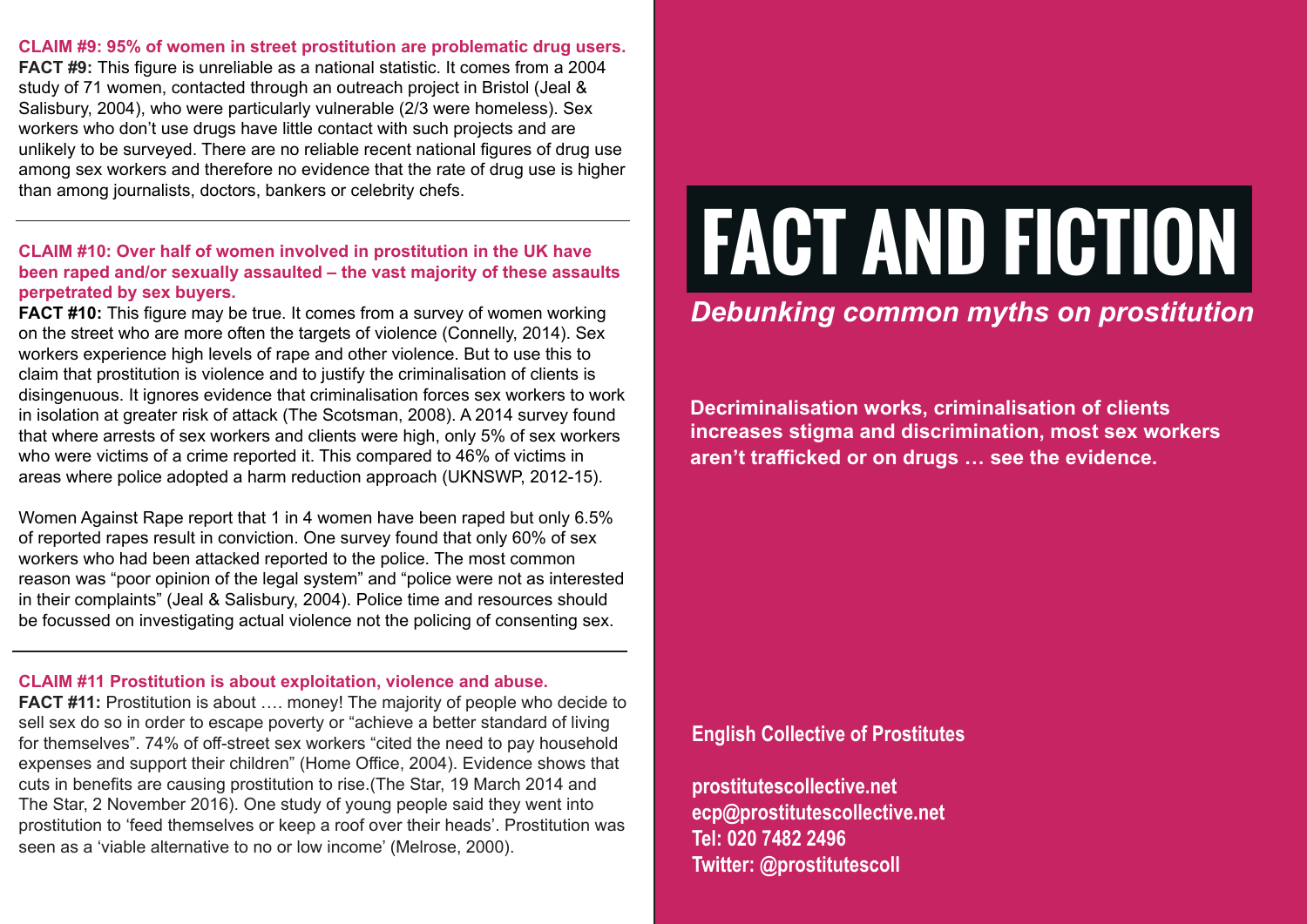**CLAIM #9: 95% of women in street prostitution are problematic drug users.**

**FACT #9:** This figure is unreliable as a national statistic. It comes from a 2004 study of 71 women, contacted through an outreach project in Bristol (Jeal & Salisbury, 2004), who were particularly vulnerable (2/3 were homeless). Sex workers who don't use drugs have little contact with such projects and are unlikely to be surveyed. There are no reliable recent national figures of drug use among sex workers and therefore no evidence that the rate of drug use is higher than among journalists, doctors, bankers or celebrity chefs.

---

**CLAIM #10: Over half of women involved in prostitution in the UK have been raped and/or sexually assaulted – the vast majority of these assaults perpetrated by sex buyers.**

**FACT #10:** This figure may be true. It comes from a survey of women working on the street who are more often the targets of violence (Connelly, 2014). Sex workers experience high levels of rape and other violence. But to use this to claim that prostitution is violence and to justify the criminalisation of clients is disingenuous. It ignores evidence that criminalisation forces sex workers to work in isolation at greater risk of attack (The Scotsman, 2008). A 2014 survey found that where arrests of sex workers and clients were high, only 5% of sex workers who were victims of a crime reported it. This compared to 46% of victims in areas where police adopted a harm reduction approach (UKNSWP, 2012-15).

Women Against Rape report that 1 in 4 women have been raped but only 6.5% of reported rapes result in conviction. One survey found that only 60% of sex workers who had been attacked reported to the police. The most common reason was "poor opinion of the legal system" and "police were not as interested in their complaints" (Jeal & Salisbury, 2004). Police time and resources should be focussed on investigating actual violence not the policing of consenting sex.

---

**CLAIM #11 Prostitution is about exploitation, violence and abuse.**

**FACT #11:** Prostitution is about …. money! The majority of people who decide to sell sex do so in order to escape poverty or "achieve a better standard of living for themselves". 74% of off-street sex workers "cited the need to pay household expenses and support their children" (Home Office, 2004). Evidence shows that cuts in benefits are causing prostitution to rise.(The Star, 19 March 2014 and The Star, 2 November 2016). One study of young people said they went into prostitution to 'feed themselves or keep a roof over their heads'. Prostitution was seen as a 'viable alternative to no or low income' (Melrose, 2000).

# FACT AND FICTION

*Debunking common myths on prostitution*

**Decriminalisation works, criminalisation of clients increases stigma and discrimination, most sex workers aren't trafficked or on drugs … see the evidence.**

**English Collective of Prostitutes**

**prostitutescollective.net**
**ecp@prostitutescollective.net**
**Tel: 020 7482 2496**
**Twitter: @prostitutescoll**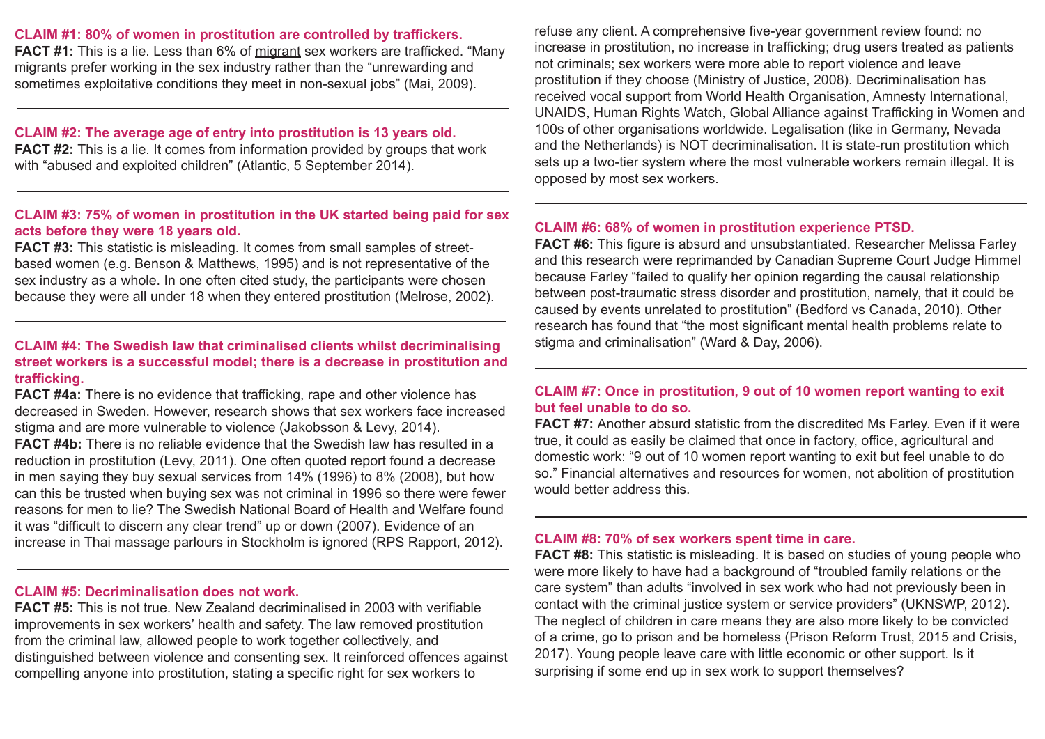**CLAIM #1: 80% of women in prostitution are controlled by traffickers.**

**FACT #1:** This is a lie. Less than 6% of migrant sex workers are trafficked. "Many migrants prefer working in the sex industry rather than the "unrewarding and sometimes exploitative conditions they meet in non-sexual jobs" (Mai, 2009).

---

**CLAIM #2: The average age of entry into prostitution is 13 years old.**

**FACT #2:** This is a lie. It comes from information provided by groups that work with "abused and exploited children" (Atlantic, 5 September 2014).

---

**CLAIM #3: 75% of women in prostitution in the UK started being paid for sex acts before they were 18 years old.**

**FACT #3:** This statistic is misleading. It comes from small samples of street-based women (e.g. Benson & Matthews, 1995) and is not representative of the sex industry as a whole. In one often cited study, the participants were chosen because they were all under 18 when they entered prostitution (Melrose, 2002).

---

**CLAIM #4: The Swedish law that criminalised clients whilst decriminalising street workers is a successful model; there is a decrease in prostitution and trafficking.**

**FACT #4a:** There is no evidence that trafficking, rape and other violence has decreased in Sweden. However, research shows that sex workers face increased stigma and are more vulnerable to violence (Jakobsson & Levy, 2014).

**FACT #4b:** There is no reliable evidence that the Swedish law has resulted in a reduction in prostitution (Levy, 2011). One often quoted report found a decrease in men saying they buy sexual services from 14% (1996) to 8% (2008), but how can this be trusted when buying sex was not criminal in 1996 so there were fewer reasons for men to lie? The Swedish National Board of Health and Welfare found it was "difficult to discern any clear trend" up or down (2007). Evidence of an increase in Thai massage parlours in Stockholm is ignored (RPS Rapport, 2012).

---

**CLAIM #5: Decriminalisation does not work.**

**FACT #5:** This is not true. New Zealand decriminalised in 2003 with verifiable improvements in sex workers' health and safety. The law removed prostitution from the criminal law, allowed people to work together collectively, and distinguished between violence and consenting sex. It reinforced offences against compelling anyone into prostitution, stating a specific right for sex workers to refuse any client. A comprehensive five-year government review found: no increase in prostitution, no increase in trafficking; drug users treated as patients not criminals; sex workers were more able to report violence and leave prostitution if they choose (Ministry of Justice, 2008). Decriminalisation has received vocal support from World Health Organisation, Amnesty International, UNAIDS, Human Rights Watch, Global Alliance against Trafficking in Women and 100s of other organisations worldwide. Legalisation (like in Germany, Nevada and the Netherlands) is NOT decriminalisation. It is state-run prostitution which sets up a two-tier system where the most vulnerable workers remain illegal. It is opposed by most sex workers.

---

**CLAIM #6: 68% of women in prostitution experience PTSD.**

**FACT #6:** This figure is absurd and unsubstantiated. Researcher Melissa Farley and this research were reprimanded by Canadian Supreme Court Judge Himmel because Farley "failed to qualify her opinion regarding the causal relationship between post-traumatic stress disorder and prostitution, namely, that it could be caused by events unrelated to prostitution" (Bedford vs Canada, 2010). Other research has found that "the most significant mental health problems relate to stigma and criminalisation" (Ward & Day, 2006).

---

**CLAIM #7: Once in prostitution, 9 out of 10 women report wanting to exit but feel unable to do so.**

**FACT #7:** Another absurd statistic from the discredited Ms Farley. Even if it were true, it could as easily be claimed that once in factory, office, agricultural and domestic work: "9 out of 10 women report wanting to exit but feel unable to do so." Financial alternatives and resources for women, not abolition of prostitution would better address this.

---

**CLAIM #8: 70% of sex workers spent time in care.**

**FACT #8:** This statistic is misleading. It is based on studies of young people who were more likely to have had a background of "troubled family relations or the care system" than adults "involved in sex work who had not previously been in contact with the criminal justice system or service providers" (UKNSWP, 2012). The neglect of children in care means they are also more likely to be convicted of a crime, go to prison and be homeless (Prison Reform Trust, 2015 and Crisis, 2017). Young people leave care with little economic or other support. Is it surprising if some end up in sex work to support themselves?